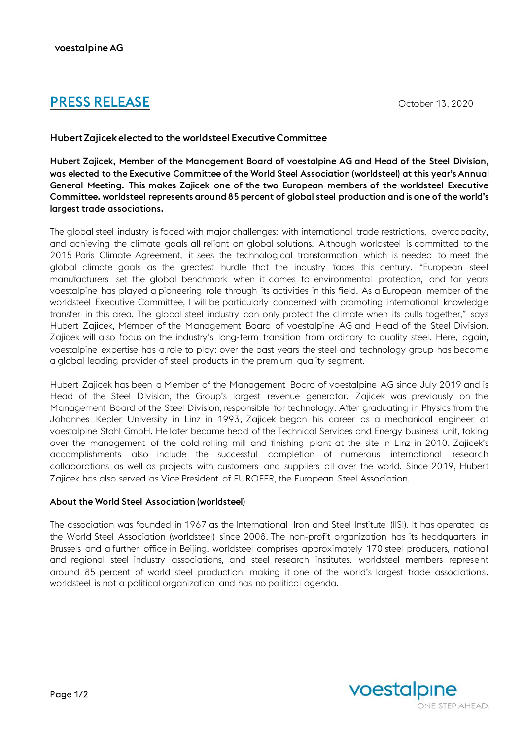voestalpine AG

# PRESS RELEASE

October 13, 2020

### Hubert Zajicek elected to the worldsteel Executive Committee

**Hubert Zajicek, Member of the Management Board of voestalpine AG and Head of the Steel Division, was elected to the Executive Committee of the World Steel Association (worldsteel) at this year's Annual General Meeting. This makes Zajicek one of the two European members of the worldsteel Executive Committee. worldsteel represents around 85 percent of global steel production and is one of the world's largest trade associations.**

The global steel industry is faced with major challenges: with international trade restrictions, overcapacity, and achieving the climate goals all reliant on global solutions. Although worldsteel is committed to the 2015 Paris Climate Agreement, it sees the technological transformation which is needed to meet the global climate goals as the greatest hurdle that the industry faces this century. "European steel manufacturers set the global benchmark when it comes to environmental protection, and for years voestalpine has played a pioneering role through its activities in this field. As a European member of the worldsteel Executive Committee, I will be particularly concerned with promoting international knowledge transfer in this area. The global steel industry can only protect the climate when its pulls together," says Hubert Zajicek, Member of the Management Board of voestalpine AG and Head of the Steel Division. Zajicek will also focus on the industry's long-term transition from ordinary to quality steel. Here, again, voestalpine expertise has a role to play: over the past years the steel and technology group has become a global leading provider of steel products in the premium quality segment.

Hubert Zajicek has been a Member of the Management Board of voestalpine AG since July 2019 and is Head of the Steel Division, the Group's largest revenue generator. Zajicek was previously on the Management Board of the Steel Division, responsible for technology. After graduating in Physics from the Johannes Kepler University in Linz in 1993, Zajicek began his career as a mechanical engineer at voestalpine Stahl GmbH. He later became head of the Technical Services and Energy business unit, taking over the management of the cold rolling mill and finishing plant at the site in Linz in 2010. Zajicek's accomplishments also include the successful completion of numerous international research collaborations as well as projects with customers and suppliers all over the world. Since 2019, Hubert Zajicek has also served as Vice President of EUROFER, the European Steel Association.

### About the World Steel Association (worldsteel)

The association was founded in 1967 as the International Iron and Steel Institute (IISI). It has operated as the World Steel Association (worldsteel) since 2008. The non-profit organization has its headquarters in Brussels and a further office in Beijing. worldsteel comprises approximately 170 steel producers, national and regional steel industry associations, and steel research institutes. worldsteel members represent around 85 percent of world steel production, making it one of the world's largest trade associations. worldsteel is not a political organization and has no political agenda.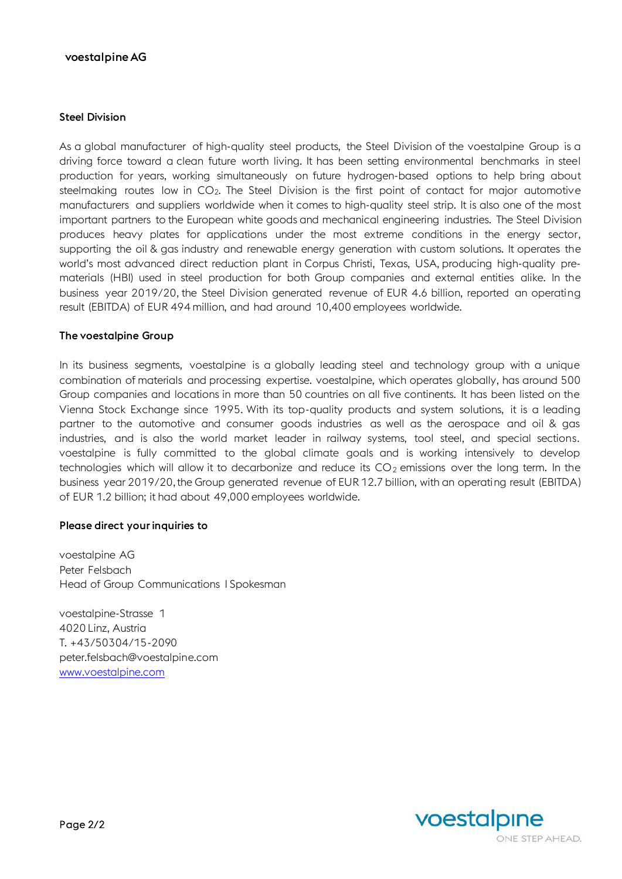## Steel Division

As a global manufacturer of high-quality steel products, the Steel Division of the voestalpine Group is a driving force toward a clean future worth living. It has been setting environmental benchmarks in steel production for years, working simultaneously on future hydrogen-based options to help bring about steelmaking routes low in $CO_2$. The Steel Division is the first point of contact for major automotive manufacturers and suppliers worldwide when it comes to high-quality steel strip. It is also one of the most important partners to the European white goods and mechanical engineering industries. The Steel Division produces heavy plates for applications under the most extreme conditions in the energy sector, supporting the oil & gas industry and renewable energy generation with custom solutions. It operates the world's most advanced direct reduction plant in Corpus Christi, Texas, USA, producing high-quality pre-materials (HBI) used in steel production for both Group companies and external entities alike. In the business year 2019/20, the Steel Division generated revenue of EUR 4.6 billion, reported an operating result (EBITDA) of EUR 494 million, and had around 10,400 employees worldwide.

## The voestalpine Group

In its business segments, voestalpine is a globally leading steel and technology group with a unique combination of materials and processing expertise. voestalpine, which operates globally, has around 500 Group companies and locations in more than 50 countries on all five continents. It has been listed on the Vienna Stock Exchange since 1995. With its top-quality products and system solutions, it is a leading partner to the automotive and consumer goods industries as well as the aerospace and oil & gas industries, and is also the world market leader in railway systems, tool steel, and special sections. voestalpine is fully committed to the global climate goals and is working intensively to develop technologies which will allow it to decarbonize and reduce its $CO_2$ emissions over the long term. In the business year 2019/20, the Group generated revenue of EUR 12.7 billion, with an operating result (EBITDA) of EUR 1.2 billion; it had about 49,000 employees worldwide.

## Please direct your inquiries to

voestalpine AG
Peter Felsbach
Head of Group Communications | Spokesman

voestalpine-Strasse 1
4020 Linz, Austria
T. +43/50304/15-2090
peter.felsbach@voestalpine.com
www.voestalpine.com